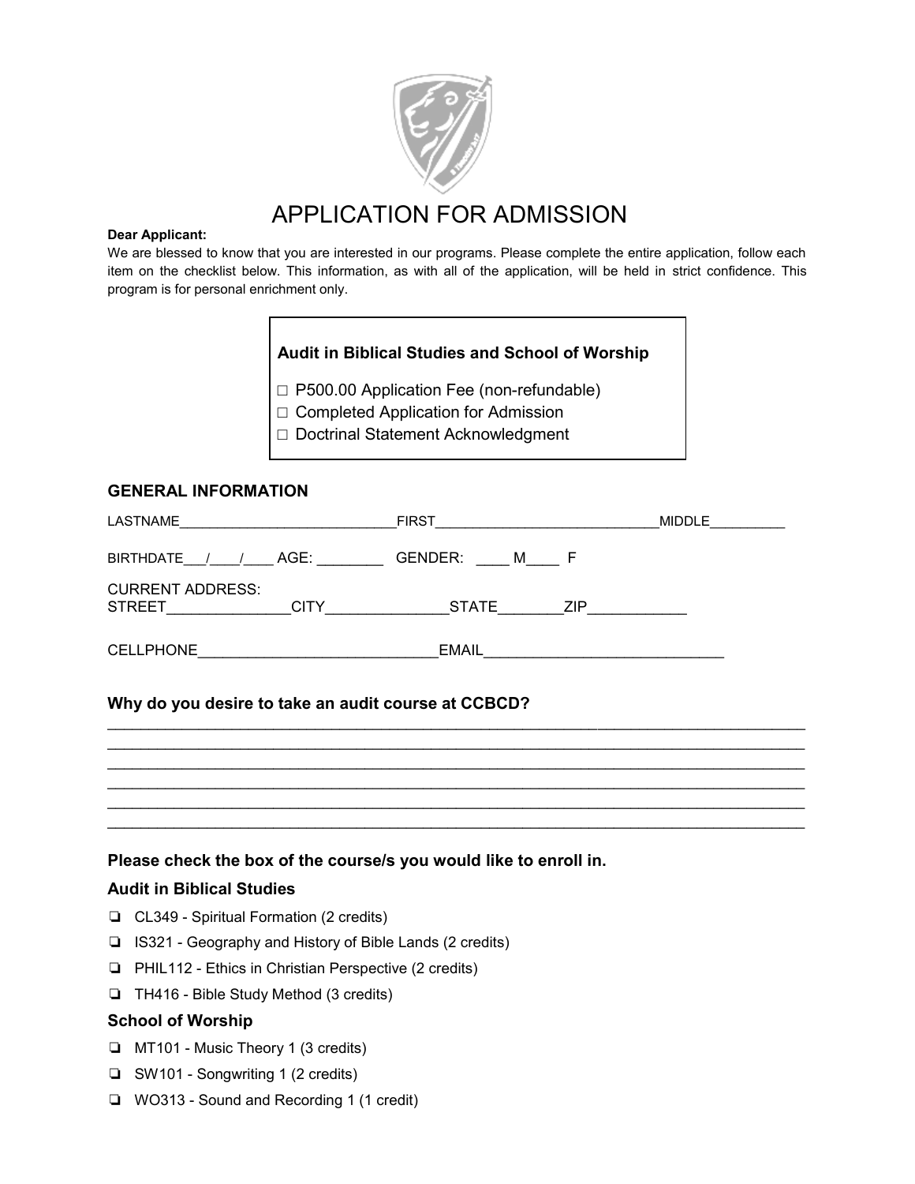# APPLICATION FOR ADMISSION

**Dear Applicant:**

We are blessed to know that you are interested in our programs. Please complete the entire application, follow each item on the checklist below. This information, as with all of the application, will be held in strict confidence. This program is for personal enrichment only.

**Audit in Biblical Studies and School of Worship**

- ☐ P500.00 Application Fee (non-refundable)
- ☐ Completed Application for Admission
- ☐ Doctrinal Statement Acknowledgment

## GENERAL INFORMATION

LASTNAME____________________________FIRST____________________________MIDDLE_________

BIRTHDATE___/____/____ AGE: ________ GENDER: ____ M____ F

CURRENT ADDRESS:
STREET_______________CITY_______________STATE________ZIP____________

CELLPHONE____________________________EMAIL____________________________

**Why do you desire to take an audit course at CCBCD?**

________________________________________________________________________________
________________________________________________________________________________
________________________________________________________________________________
________________________________________________________________________________
________________________________________________________________________________
________________________________________________________________________________

**Please check the box of the course/s you would like to enroll in.**

### Audit in Biblical Studies

- ❏ CL349 - Spiritual Formation (2 credits)
- ❏ IS321 - Geography and History of Bible Lands (2 credits)
- ❏ PHIL112 - Ethics in Christian Perspective (2 credits)
- ❏ TH416 - Bible Study Method (3 credits)

### School of Worship

- ❏ MT101 - Music Theory 1 (3 credits)
- ❏ SW101 - Songwriting 1 (2 credits)
- ❏ WO313 - Sound and Recording 1 (1 credit)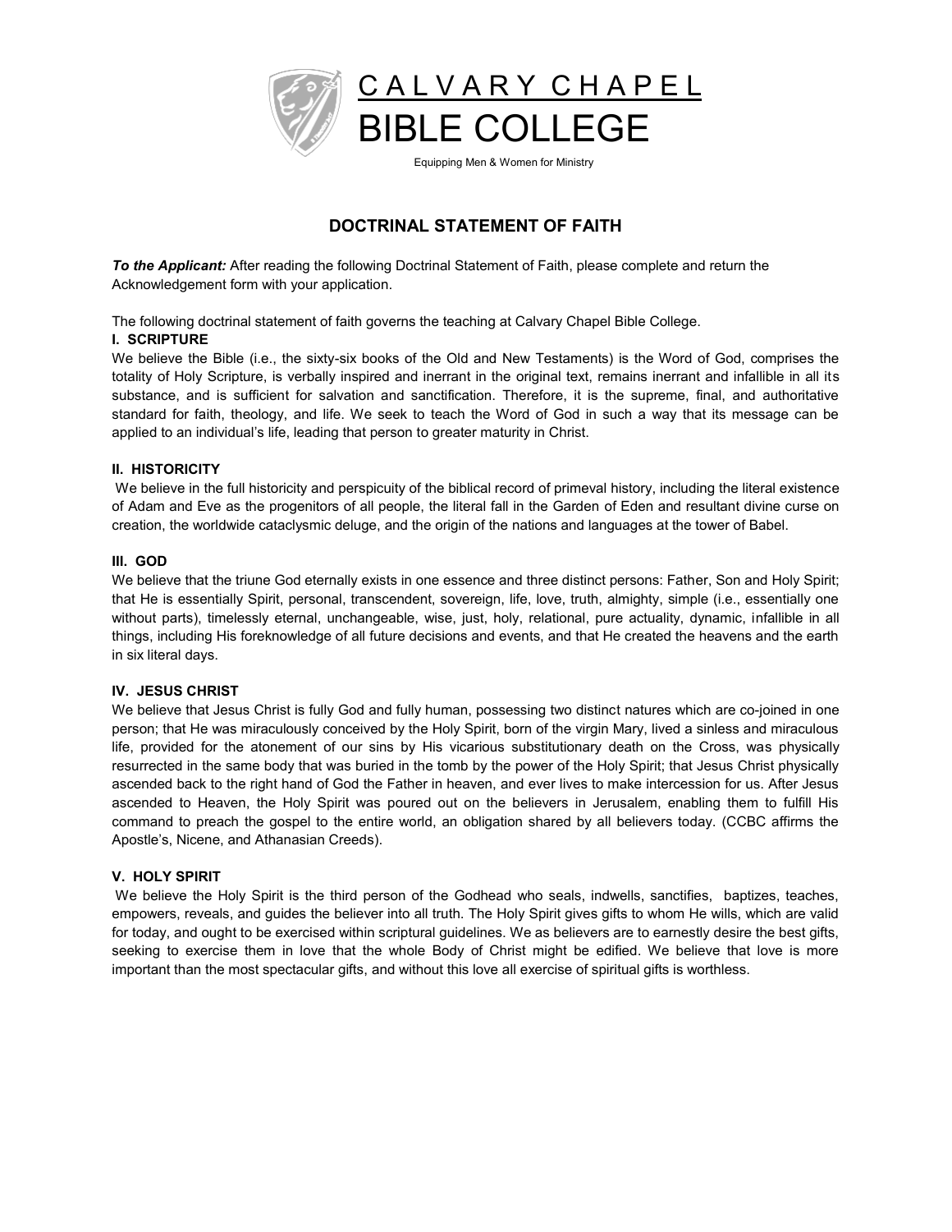# CALVARY CHAPEL BIBLE COLLEGE

Equipping Men & Women for Ministry

## DOCTRINAL STATEMENT OF FAITH

***To the Applicant:*** After reading the following Doctrinal Statement of Faith, please complete and return the Acknowledgement form with your application.

The following doctrinal statement of faith governs the teaching at Calvary Chapel Bible College.

### I. SCRIPTURE

We believe the Bible (i.e., the sixty-six books of the Old and New Testaments) is the Word of God, comprises the totality of Holy Scripture, is verbally inspired and inerrant in the original text, remains inerrant and infallible in all its substance, and is sufficient for salvation and sanctification. Therefore, it is the supreme, final, and authoritative standard for faith, theology, and life. We seek to teach the Word of God in such a way that its message can be applied to an individual's life, leading that person to greater maturity in Christ.

### II. HISTORICITY

We believe in the full historicity and perspicuity of the biblical record of primeval history, including the literal existence of Adam and Eve as the progenitors of all people, the literal fall in the Garden of Eden and resultant divine curse on creation, the worldwide cataclysmic deluge, and the origin of the nations and languages at the tower of Babel.

### III. GOD

We believe that the triune God eternally exists in one essence and three distinct persons: Father, Son and Holy Spirit; that He is essentially Spirit, personal, transcendent, sovereign, life, love, truth, almighty, simple (i.e., essentially one without parts), timelessly eternal, unchangeable, wise, just, holy, relational, pure actuality, dynamic, infallible in all things, including His foreknowledge of all future decisions and events, and that He created the heavens and the earth in six literal days.

### IV. JESUS CHRIST

We believe that Jesus Christ is fully God and fully human, possessing two distinct natures which are co-joined in one person; that He was miraculously conceived by the Holy Spirit, born of the virgin Mary, lived a sinless and miraculous life, provided for the atonement of our sins by His vicarious substitutionary death on the Cross, was physically resurrected in the same body that was buried in the tomb by the power of the Holy Spirit; that Jesus Christ physically ascended back to the right hand of God the Father in heaven, and ever lives to make intercession for us. After Jesus ascended to Heaven, the Holy Spirit was poured out on the believers in Jerusalem, enabling them to fulfill His command to preach the gospel to the entire world, an obligation shared by all believers today. (CCBC affirms the Apostle's, Nicene, and Athanasian Creeds).

### V. HOLY SPIRIT

We believe the Holy Spirit is the third person of the Godhead who seals, indwells, sanctifies, baptizes, teaches, empowers, reveals, and guides the believer into all truth. The Holy Spirit gives gifts to whom He wills, which are valid for today, and ought to be exercised within scriptural guidelines. We as believers are to earnestly desire the best gifts, seeking to exercise them in love that the whole Body of Christ might be edified. We believe that love is more important than the most spectacular gifts, and without this love all exercise of spiritual gifts is worthless.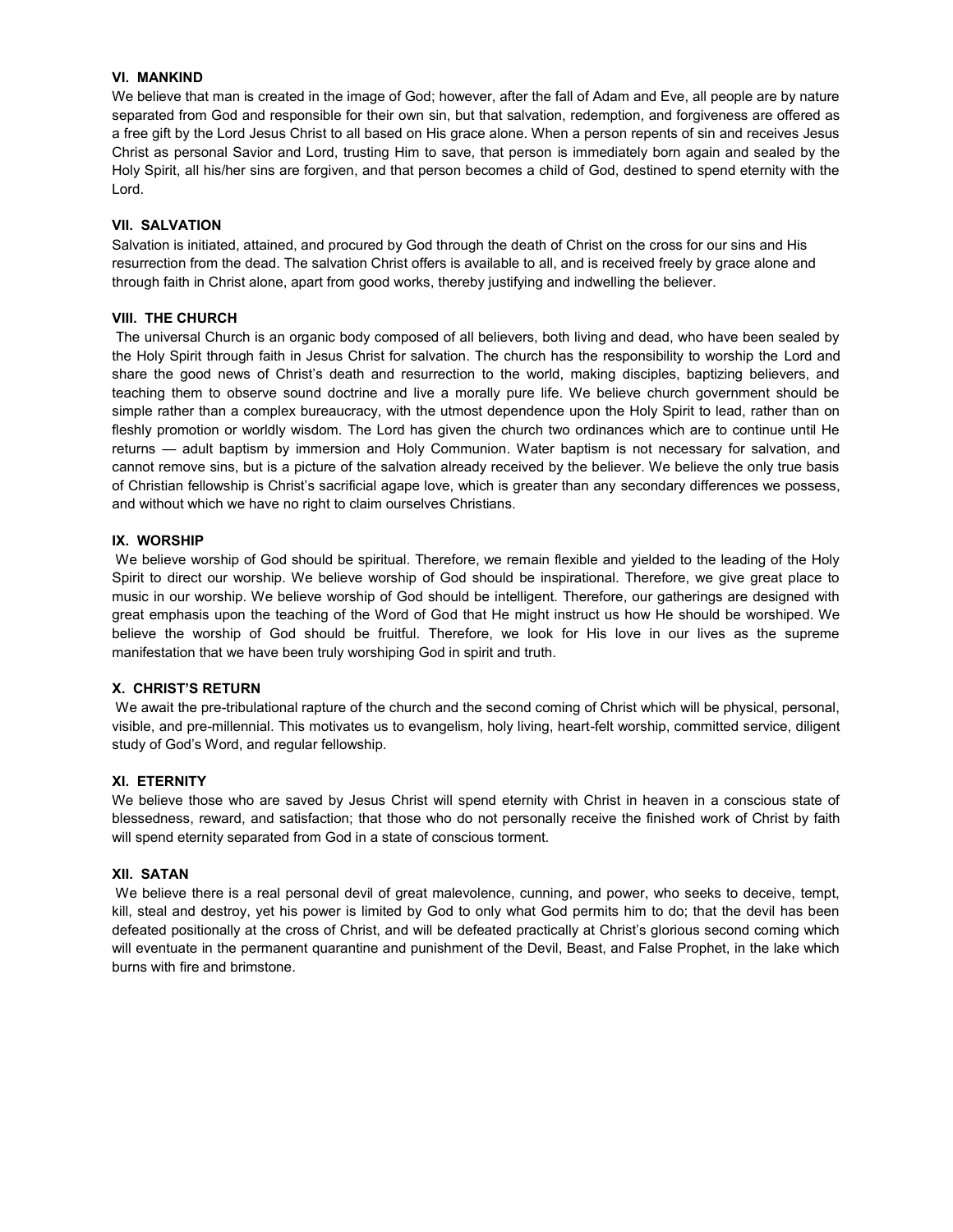### VI. MANKIND

We believe that man is created in the image of God; however, after the fall of Adam and Eve, all people are by nature separated from God and responsible for their own sin, but that salvation, redemption, and forgiveness are offered as a free gift by the Lord Jesus Christ to all based on His grace alone. When a person repents of sin and receives Jesus Christ as personal Savior and Lord, trusting Him to save, that person is immediately born again and sealed by the Holy Spirit, all his/her sins are forgiven, and that person becomes a child of God, destined to spend eternity with the Lord.

### VII. SALVATION

Salvation is initiated, attained, and procured by God through the death of Christ on the cross for our sins and His resurrection from the dead. The salvation Christ offers is available to all, and is received freely by grace alone and through faith in Christ alone, apart from good works, thereby justifying and indwelling the believer.

### VIII. THE CHURCH

The universal Church is an organic body composed of all believers, both living and dead, who have been sealed by the Holy Spirit through faith in Jesus Christ for salvation. The church has the responsibility to worship the Lord and share the good news of Christ's death and resurrection to the world, making disciples, baptizing believers, and teaching them to observe sound doctrine and live a morally pure life. We believe church government should be simple rather than a complex bureaucracy, with the utmost dependence upon the Holy Spirit to lead, rather than on fleshly promotion or worldly wisdom. The Lord has given the church two ordinances which are to continue until He returns — adult baptism by immersion and Holy Communion. Water baptism is not necessary for salvation, and cannot remove sins, but is a picture of the salvation already received by the believer. We believe the only true basis of Christian fellowship is Christ's sacrificial agape love, which is greater than any secondary differences we possess, and without which we have no right to claim ourselves Christians.

### IX. WORSHIP

We believe worship of God should be spiritual. Therefore, we remain flexible and yielded to the leading of the Holy Spirit to direct our worship. We believe worship of God should be inspirational. Therefore, we give great place to music in our worship. We believe worship of God should be intelligent. Therefore, our gatherings are designed with great emphasis upon the teaching of the Word of God that He might instruct us how He should be worshiped. We believe the worship of God should be fruitful. Therefore, we look for His love in our lives as the supreme manifestation that we have been truly worshiping God in spirit and truth.

### X. CHRIST'S RETURN

We await the pre-tribulational rapture of the church and the second coming of Christ which will be physical, personal, visible, and pre-millennial. This motivates us to evangelism, holy living, heart-felt worship, committed service, diligent study of God's Word, and regular fellowship.

### XI. ETERNITY

We believe those who are saved by Jesus Christ will spend eternity with Christ in heaven in a conscious state of blessedness, reward, and satisfaction; that those who do not personally receive the finished work of Christ by faith will spend eternity separated from God in a state of conscious torment.

### XII. SATAN

We believe there is a real personal devil of great malevolence, cunning, and power, who seeks to deceive, tempt, kill, steal and destroy, yet his power is limited by God to only what God permits him to do; that the devil has been defeated positionally at the cross of Christ, and will be defeated practically at Christ's glorious second coming which will eventuate in the permanent quarantine and punishment of the Devil, Beast, and False Prophet, in the lake which burns with fire and brimstone.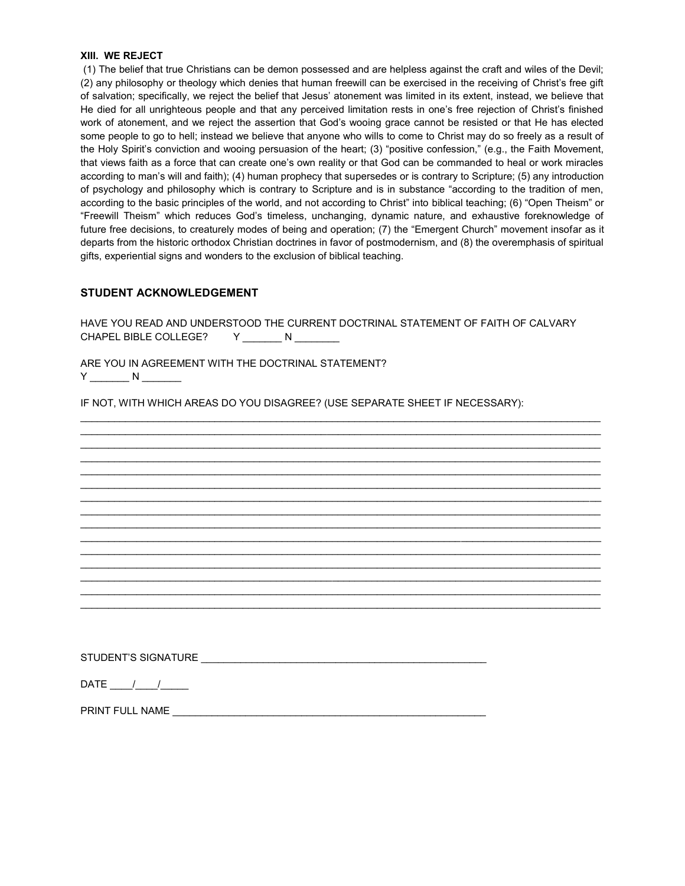**XIII. WE REJECT**

(1) The belief that true Christians can be demon possessed and are helpless against the craft and wiles of the Devil; (2) any philosophy or theology which denies that human freewill can be exercised in the receiving of Christ's free gift of salvation; specifically, we reject the belief that Jesus' atonement was limited in its extent, instead, we believe that He died for all unrighteous people and that any perceived limitation rests in one's free rejection of Christ's finished work of atonement, and we reject the assertion that God's wooing grace cannot be resisted or that He has elected some people to go to hell; instead we believe that anyone who wills to come to Christ may do so freely as a result of the Holy Spirit's conviction and wooing persuasion of the heart; (3) "positive confession," (e.g., the Faith Movement, that views faith as a force that can create one's own reality or that God can be commanded to heal or work miracles according to man's will and faith); (4) human prophecy that supersedes or is contrary to Scripture; (5) any introduction of psychology and philosophy which is contrary to Scripture and is in substance "according to the tradition of men, according to the basic principles of the world, and not according to Christ" into biblical teaching; (6) "Open Theism" or "Freewill Theism" which reduces God's timeless, unchanging, dynamic nature, and exhaustive foreknowledge of future free decisions, to creaturely modes of being and operation; (7) the "Emergent Church" movement insofar as it departs from the historic orthodox Christian doctrines in favor of postmodernism, and (8) the overemphasis of spiritual gifts, experiential signs and wonders to the exclusion of biblical teaching.

## STUDENT ACKNOWLEDGEMENT

HAVE YOU READ AND UNDERSTOOD THE CURRENT DOCTRINAL STATEMENT OF FAITH OF CALVARY CHAPEL BIBLE COLLEGE? Y _______ N ________

ARE YOU IN AGREEMENT WITH THE DOCTRINAL STATEMENT?
Y _______ N _______

IF NOT, WITH WHICH AREAS DO YOU DISAGREE? (USE SEPARATE SHEET IF NECESSARY):

______________________________________________________________________________________________
______________________________________________________________________________________________
______________________________________________________________________________________________
______________________________________________________________________________________________
______________________________________________________________________________________________
______________________________________________________________________________________________
______________________________________________________________________________________________
______________________________________________________________________________________________
______________________________________________________________________________________________
______________________________________________________________________________________________
______________________________________________________________________________________________
______________________________________________________________________________________________
______________________________________________________________________________________________
______________________________________________________________________________________________
______________________________________________________________________________________________

STUDENT'S SIGNATURE ____________________________________________________

DATE ____/____/_____

PRINT FULL NAME _________________________________________________________